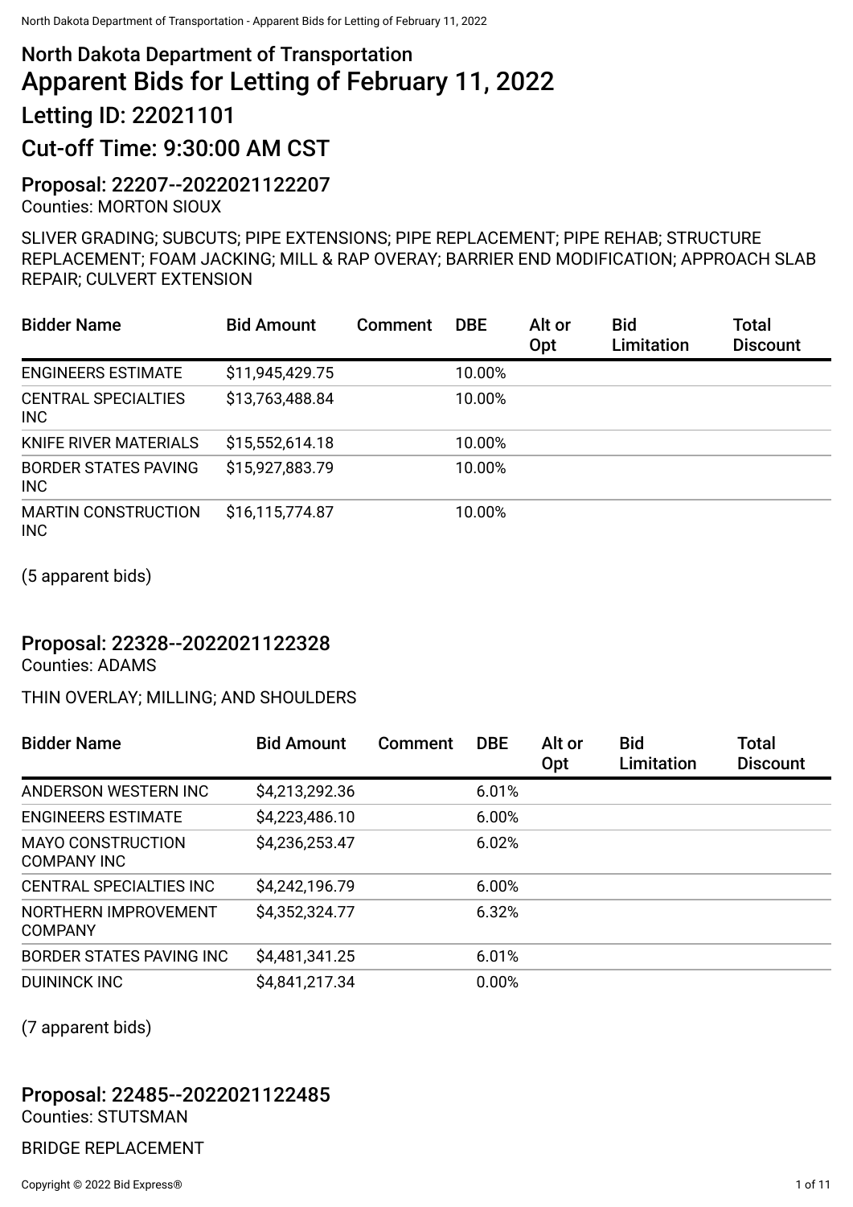# North Dakota Department of Transportation

# Apparent Bids for Letting of February 11, 2022

## Letting ID: 22021101

## Cut-off Time: 9:30:00 AM CST

### Proposal: 22207--2022021122207

Counties: MORTON SIOUX

SLIVER GRADING; SUBCUTS; PIPE EXTENSIONS; PIPE REPLACEMENT; PIPE REHAB; STRUCTURE REPLACEMENT; FOAM JACKING; MILL & RAP OVERAY; BARRIER END MODIFICATION; APPROACH SLAB REPAIR; CULVERT EXTENSION

| Bidder Name | Bid Amount | Comment | DBE | Alt or Opt | Bid Limitation | Total Discount |
|---|---|---|---|---|---|---|
| ENGINEERS ESTIMATE | $11,945,429.75 | | 10.00% | | | |
| CENTRAL SPECIALTIES INC | $13,763,488.84 | | 10.00% | | | |
| KNIFE RIVER MATERIALS | $15,552,614.18 | | 10.00% | | | |
| BORDER STATES PAVING INC | $15,927,883.79 | | 10.00% | | | |
| MARTIN CONSTRUCTION INC | $16,115,774.87 | | 10.00% | | | |

(5 apparent bids)

### Proposal: 22328--2022021122328

Counties: ADAMS

THIN OVERLAY; MILLING; AND SHOULDERS

| Bidder Name | Bid Amount | Comment | DBE | Alt or Opt | Bid Limitation | Total Discount |
|---|---|---|---|---|---|---|
| ANDERSON WESTERN INC | $4,213,292.36 | | 6.01% | | | |
| ENGINEERS ESTIMATE | $4,223,486.10 | | 6.00% | | | |
| MAYO CONSTRUCTION COMPANY INC | $4,236,253.47 | | 6.02% | | | |
| CENTRAL SPECIALTIES INC | $4,242,196.79 | | 6.00% | | | |
| NORTHERN IMPROVEMENT COMPANY | $4,352,324.77 | | 6.32% | | | |
| BORDER STATES PAVING INC | $4,481,341.25 | | 6.01% | | | |
| DUININCK INC | $4,841,217.34 | | 0.00% | | | |

(7 apparent bids)

### Proposal: 22485--2022021122485

Counties: STUTSMAN

BRIDGE REPLACEMENT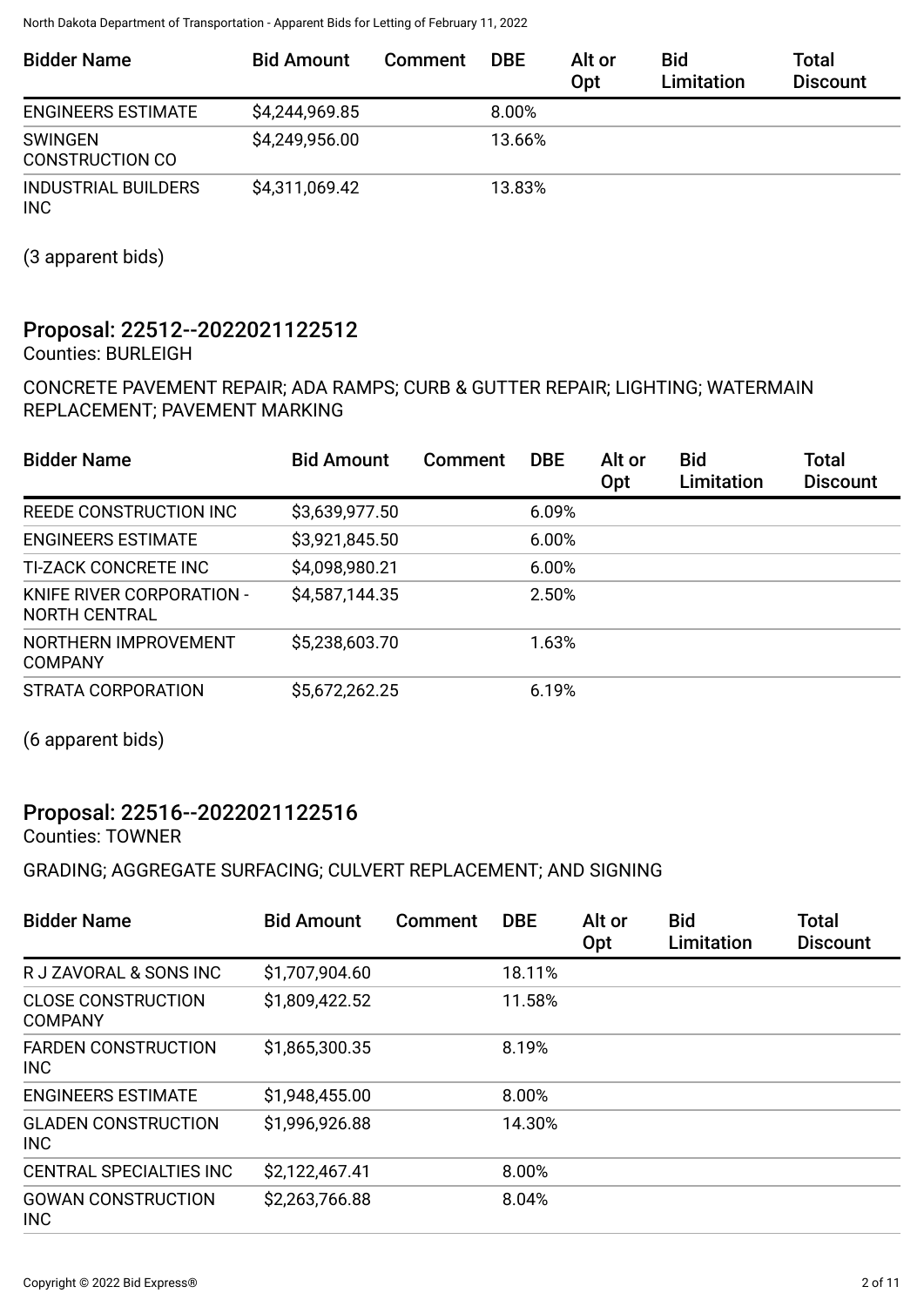| Bidder Name | Bid Amount | Comment | DBE | Alt or Opt | Bid Limitation | Total Discount |
|---|---|---|---|---|---|---|
| ENGINEERS ESTIMATE | $4,244,969.85 | | 8.00% | | | |
| SWINGEN CONSTRUCTION CO | $4,249,956.00 | | 13.66% | | | |
| INDUSTRIAL BUILDERS INC | $4,311,069.42 | | 13.83% | | | |

(3 apparent bids)

## Proposal: 22512--2022021122512

Counties: BURLEIGH

CONCRETE PAVEMENT REPAIR; ADA RAMPS; CURB & GUTTER REPAIR; LIGHTING; WATERMAIN REPLACEMENT; PAVEMENT MARKING

| Bidder Name | Bid Amount | Comment | DBE | Alt or Opt | Bid Limitation | Total Discount |
|---|---|---|---|---|---|---|
| REEDE CONSTRUCTION INC | $3,639,977.50 | | 6.09% | | | |
| ENGINEERS ESTIMATE | $3,921,845.50 | | 6.00% | | | |
| TI-ZACK CONCRETE INC | $4,098,980.21 | | 6.00% | | | |
| KNIFE RIVER CORPORATION - NORTH CENTRAL | $4,587,144.35 | | 2.50% | | | |
| NORTHERN IMPROVEMENT COMPANY | $5,238,603.70 | | 1.63% | | | |
| STRATA CORPORATION | $5,672,262.25 | | 6.19% | | | |

(6 apparent bids)

## Proposal: 22516--2022021122516

Counties: TOWNER

GRADING; AGGREGATE SURFACING; CULVERT REPLACEMENT; AND SIGNING

| Bidder Name | Bid Amount | Comment | DBE | Alt or Opt | Bid Limitation | Total Discount |
|---|---|---|---|---|---|---|
| R J ZAVORAL & SONS INC | $1,707,904.60 | | 18.11% | | | |
| CLOSE CONSTRUCTION COMPANY | $1,809,422.52 | | 11.58% | | | |
| FARDEN CONSTRUCTION INC | $1,865,300.35 | | 8.19% | | | |
| ENGINEERS ESTIMATE | $1,948,455.00 | | 8.00% | | | |
| GLADEN CONSTRUCTION INC | $1,996,926.88 | | 14.30% | | | |
| CENTRAL SPECIALTIES INC | $2,122,467.41 | | 8.00% | | | |
| GOWAN CONSTRUCTION INC | $2,263,766.88 | | 8.04% | | | |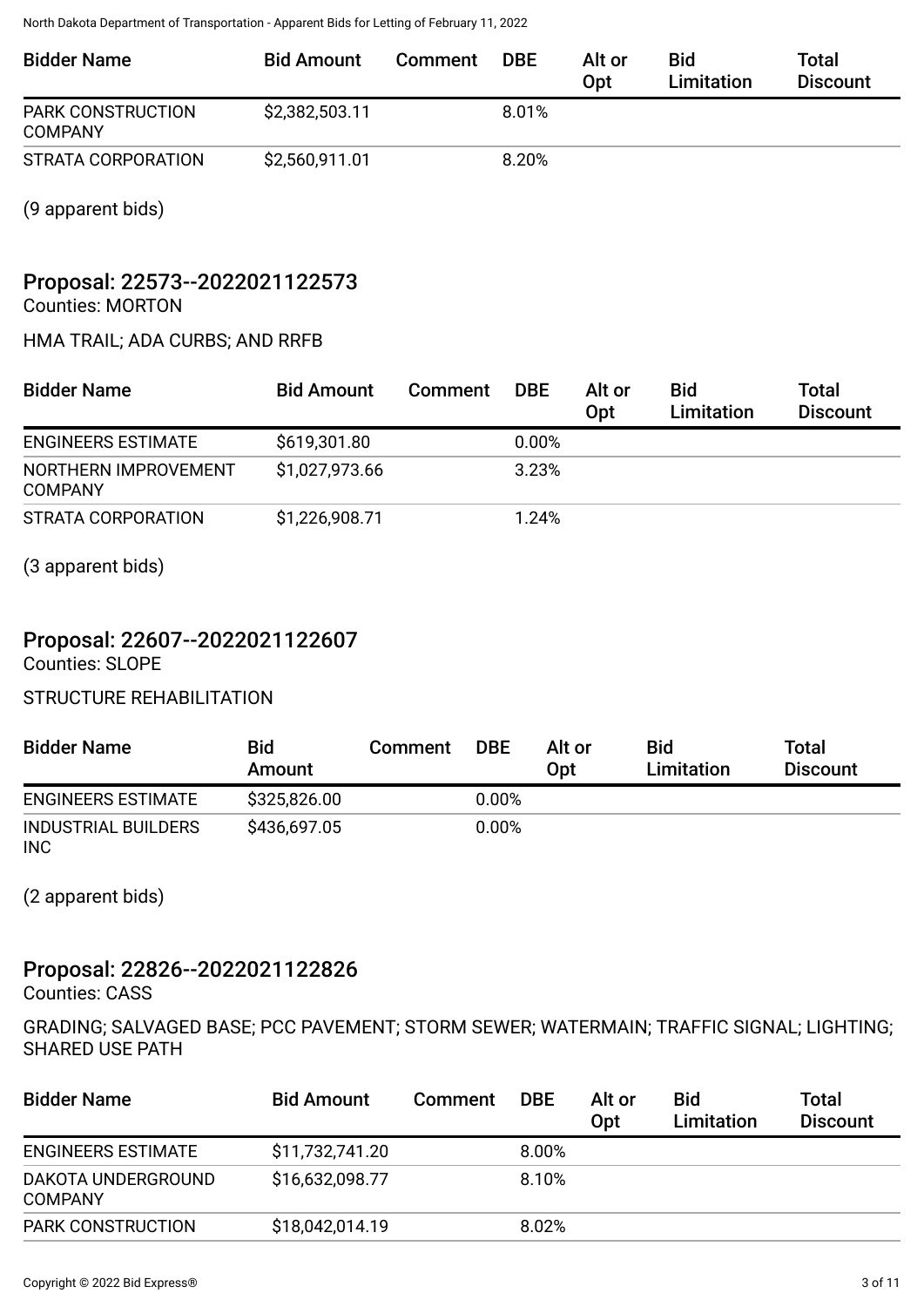| Bidder Name | Bid Amount | Comment | DBE | Alt or Opt | Bid Limitation | Total Discount |
|---|---|---|---|---|---|---|
| PARK CONSTRUCTION COMPANY | $2,382,503.11 | | 8.01% | | | |
| STRATA CORPORATION | $2,560,911.01 | | 8.20% | | | |

(9 apparent bids)

## Proposal: 22573--2022021122573

Counties: MORTON

HMA TRAIL; ADA CURBS; AND RRFB

| Bidder Name | Bid Amount | Comment | DBE | Alt or Opt | Bid Limitation | Total Discount |
|---|---|---|---|---|---|---|
| ENGINEERS ESTIMATE | $619,301.80 | | 0.00% | | | |
| NORTHERN IMPROVEMENT COMPANY | $1,027,973.66 | | 3.23% | | | |
| STRATA CORPORATION | $1,226,908.71 | | 1.24% | | | |

(3 apparent bids)

## Proposal: 22607--2022021122607

Counties: SLOPE

STRUCTURE REHABILITATION

| Bidder Name | Bid Amount | Comment | DBE | Alt or Opt | Bid Limitation | Total Discount |
|---|---|---|---|---|---|---|
| ENGINEERS ESTIMATE | $325,826.00 | | 0.00% | | | |
| INDUSTRIAL BUILDERS INC | $436,697.05 | | 0.00% | | | |

(2 apparent bids)

## Proposal: 22826--2022021122826

Counties: CASS

GRADING; SALVAGED BASE; PCC PAVEMENT; STORM SEWER; WATERMAIN; TRAFFIC SIGNAL; LIGHTING; SHARED USE PATH

| Bidder Name | Bid Amount | Comment | DBE | Alt or Opt | Bid Limitation | Total Discount |
|---|---|---|---|---|---|---|
| ENGINEERS ESTIMATE | $11,732,741.20 | | 8.00% | | | |
| DAKOTA UNDERGROUND COMPANY | $16,632,098.77 | | 8.10% | | | |
| PARK CONSTRUCTION | $18,042,014.19 | | 8.02% | | | |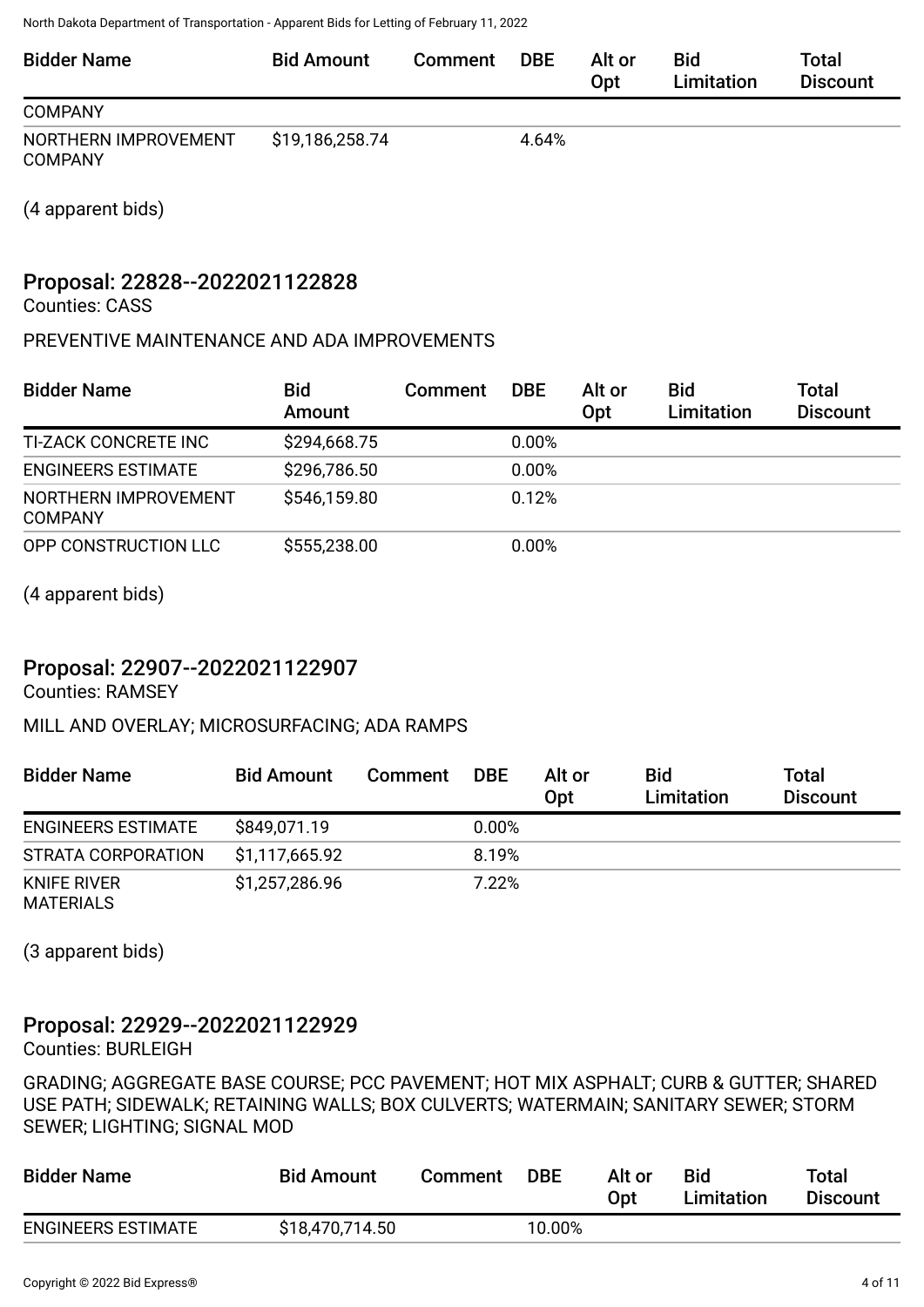| Bidder Name | Bid Amount | Comment | DBE | Alt or Opt | Bid Limitation | Total Discount |
|---|---|---|---|---|---|---|
| COMPANY | | | | | | |
| NORTHERN IMPROVEMENT COMPANY | $19,186,258.74 | | 4.64% | | | |

(4 apparent bids)

## Proposal: 22828--2022021122828

Counties: CASS

PREVENTIVE MAINTENANCE AND ADA IMPROVEMENTS

| Bidder Name | Bid Amount | Comment | DBE | Alt or Opt | Bid Limitation | Total Discount |
|---|---|---|---|---|---|---|
| TI-ZACK CONCRETE INC | $294,668.75 | | 0.00% | | | |
| ENGINEERS ESTIMATE | $296,786.50 | | 0.00% | | | |
| NORTHERN IMPROVEMENT COMPANY | $546,159.80 | | 0.12% | | | |
| OPP CONSTRUCTION LLC | $555,238.00 | | 0.00% | | | |

(4 apparent bids)

## Proposal: 22907--2022021122907

Counties: RAMSEY

MILL AND OVERLAY; MICROSURFACING; ADA RAMPS

| Bidder Name | Bid Amount | Comment | DBE | Alt or Opt | Bid Limitation | Total Discount |
|---|---|---|---|---|---|---|
| ENGINEERS ESTIMATE | $849,071.19 | | 0.00% | | | |
| STRATA CORPORATION | $1,117,665.92 | | 8.19% | | | |
| KNIFE RIVER MATERIALS | $1,257,286.96 | | 7.22% | | | |

(3 apparent bids)

## Proposal: 22929--2022021122929

Counties: BURLEIGH

GRADING; AGGREGATE BASE COURSE; PCC PAVEMENT; HOT MIX ASPHALT; CURB & GUTTER; SHARED USE PATH; SIDEWALK; RETAINING WALLS; BOX CULVERTS; WATERMAIN; SANITARY SEWER; STORM SEWER; LIGHTING; SIGNAL MOD

| Bidder Name | Bid Amount | Comment | DBE | Alt or Opt | Bid Limitation | Total Discount |
|---|---|---|---|---|---|---|
| ENGINEERS ESTIMATE | $18,470,714.50 | | 10.00% | | | |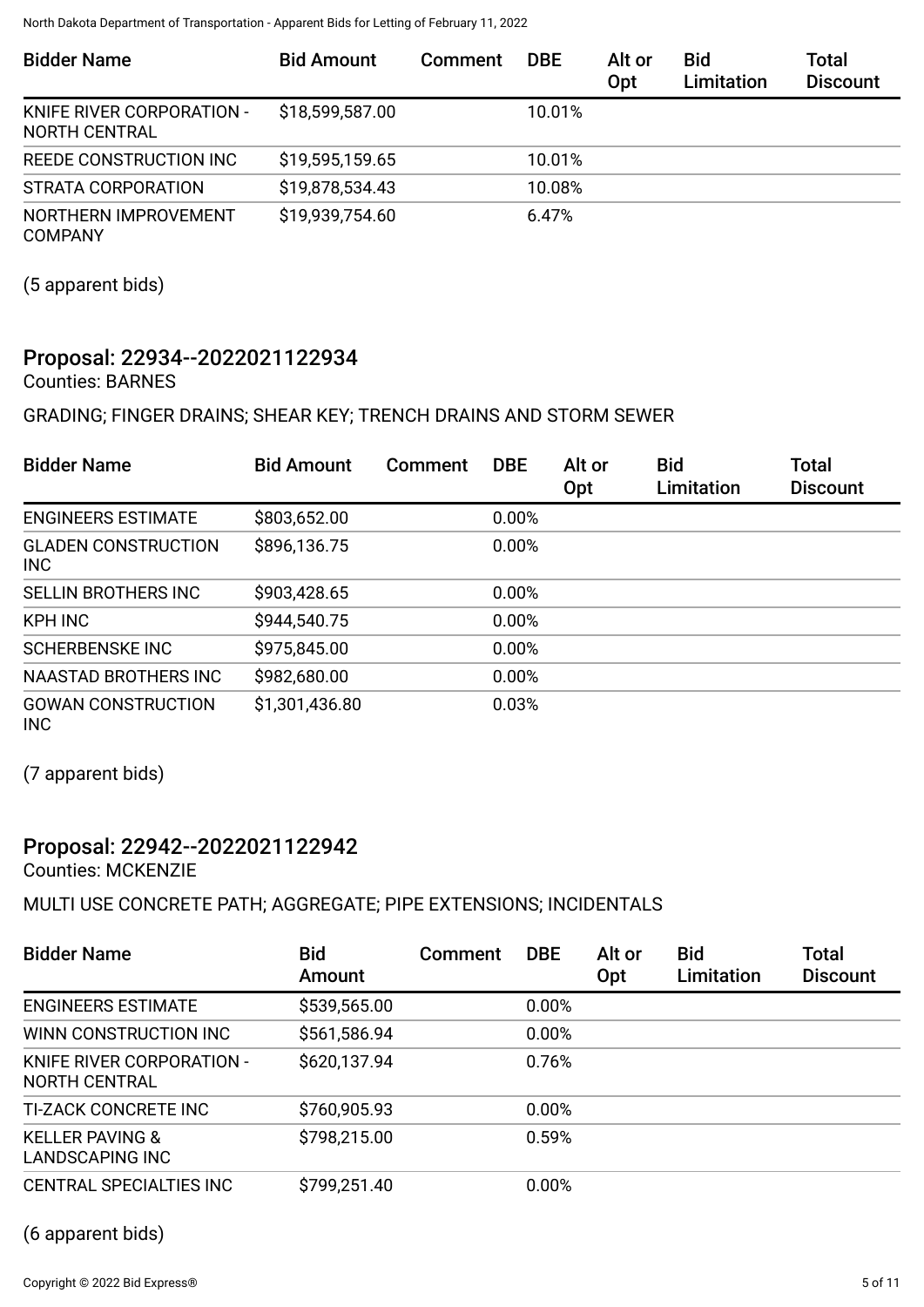| Bidder Name | Bid Amount | Comment | DBE | Alt or Opt | Bid Limitation | Total Discount |
|---|---|---|---|---|---|---|
| KNIFE RIVER CORPORATION - NORTH CENTRAL | $18,599,587.00 | | 10.01% | | | |
| REEDE CONSTRUCTION INC | $19,595,159.65 | | 10.01% | | | |
| STRATA CORPORATION | $19,878,534.43 | | 10.08% | | | |
| NORTHERN IMPROVEMENT COMPANY | $19,939,754.60 | | 6.47% | | | |

(5 apparent bids)

## Proposal: 22934--2022021122934

Counties: BARNES

GRADING; FINGER DRAINS; SHEAR KEY; TRENCH DRAINS AND STORM SEWER

| Bidder Name | Bid Amount | Comment | DBE | Alt or Opt | Bid Limitation | Total Discount |
|---|---|---|---|---|---|---|
| ENGINEERS ESTIMATE | $803,652.00 | | 0.00% | | | |
| GLADEN CONSTRUCTION INC | $896,136.75 | | 0.00% | | | |
| SELLIN BROTHERS INC | $903,428.65 | | 0.00% | | | |
| KPH INC | $944,540.75 | | 0.00% | | | |
| SCHERBENSKE INC | $975,845.00 | | 0.00% | | | |
| NAASTAD BROTHERS INC | $982,680.00 | | 0.00% | | | |
| GOWAN CONSTRUCTION INC | $1,301,436.80 | | 0.03% | | | |

(7 apparent bids)

## Proposal: 22942--2022021122942

Counties: MCKENZIE

MULTI USE CONCRETE PATH; AGGREGATE; PIPE EXTENSIONS; INCIDENTALS

| Bidder Name | Bid Amount | Comment | DBE | Alt or Opt | Bid Limitation | Total Discount |
|---|---|---|---|---|---|---|
| ENGINEERS ESTIMATE | $539,565.00 | | 0.00% | | | |
| WINN CONSTRUCTION INC | $561,586.94 | | 0.00% | | | |
| KNIFE RIVER CORPORATION - NORTH CENTRAL | $620,137.94 | | 0.76% | | | |
| TI-ZACK CONCRETE INC | $760,905.93 | | 0.00% | | | |
| KELLER PAVING & LANDSCAPING INC | $798,215.00 | | 0.59% | | | |
| CENTRAL SPECIALTIES INC | $799,251.40 | | 0.00% | | | |

(6 apparent bids)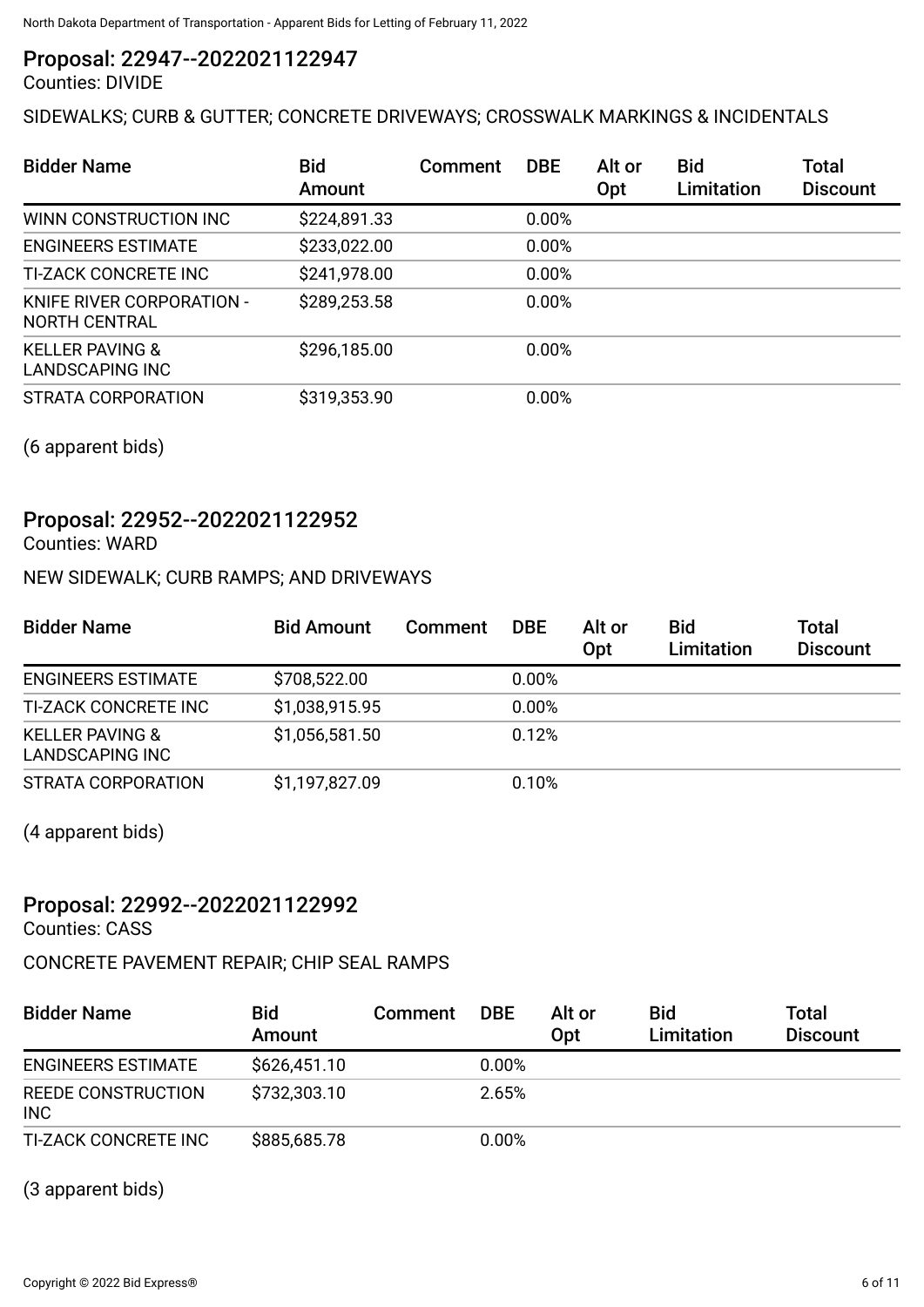## Proposal: 22947--2022021122947

Counties: DIVIDE

SIDEWALKS; CURB & GUTTER; CONCRETE DRIVEWAYS; CROSSWALK MARKINGS & INCIDENTALS

| Bidder Name | Bid Amount | Comment | DBE | Alt or Opt | Bid Limitation | Total Discount |
|---|---|---|---|---|---|---|
| WINN CONSTRUCTION INC | $224,891.33 | | 0.00% | | | |
| ENGINEERS ESTIMATE | $233,022.00 | | 0.00% | | | |
| TI-ZACK CONCRETE INC | $241,978.00 | | 0.00% | | | |
| KNIFE RIVER CORPORATION - NORTH CENTRAL | $289,253.58 | | 0.00% | | | |
| KELLER PAVING & LANDSCAPING INC | $296,185.00 | | 0.00% | | | |
| STRATA CORPORATION | $319,353.90 | | 0.00% | | | |

(6 apparent bids)

## Proposal: 22952--2022021122952

Counties: WARD

NEW SIDEWALK; CURB RAMPS; AND DRIVEWAYS

| Bidder Name | Bid Amount | Comment | DBE | Alt or Opt | Bid Limitation | Total Discount |
|---|---|---|---|---|---|---|
| ENGINEERS ESTIMATE | $708,522.00 | | 0.00% | | | |
| TI-ZACK CONCRETE INC | $1,038,915.95 | | 0.00% | | | |
| KELLER PAVING & LANDSCAPING INC | $1,056,581.50 | | 0.12% | | | |
| STRATA CORPORATION | $1,197,827.09 | | 0.10% | | | |

(4 apparent bids)

## Proposal: 22992--2022021122992

Counties: CASS

CONCRETE PAVEMENT REPAIR; CHIP SEAL RAMPS

| Bidder Name | Bid Amount | Comment | DBE | Alt or Opt | Bid Limitation | Total Discount |
|---|---|---|---|---|---|---|
| ENGINEERS ESTIMATE | $626,451.10 | | 0.00% | | | |
| REEDE CONSTRUCTION INC | $732,303.10 | | 2.65% | | | |
| TI-ZACK CONCRETE INC | $885,685.78 | | 0.00% | | | |

(3 apparent bids)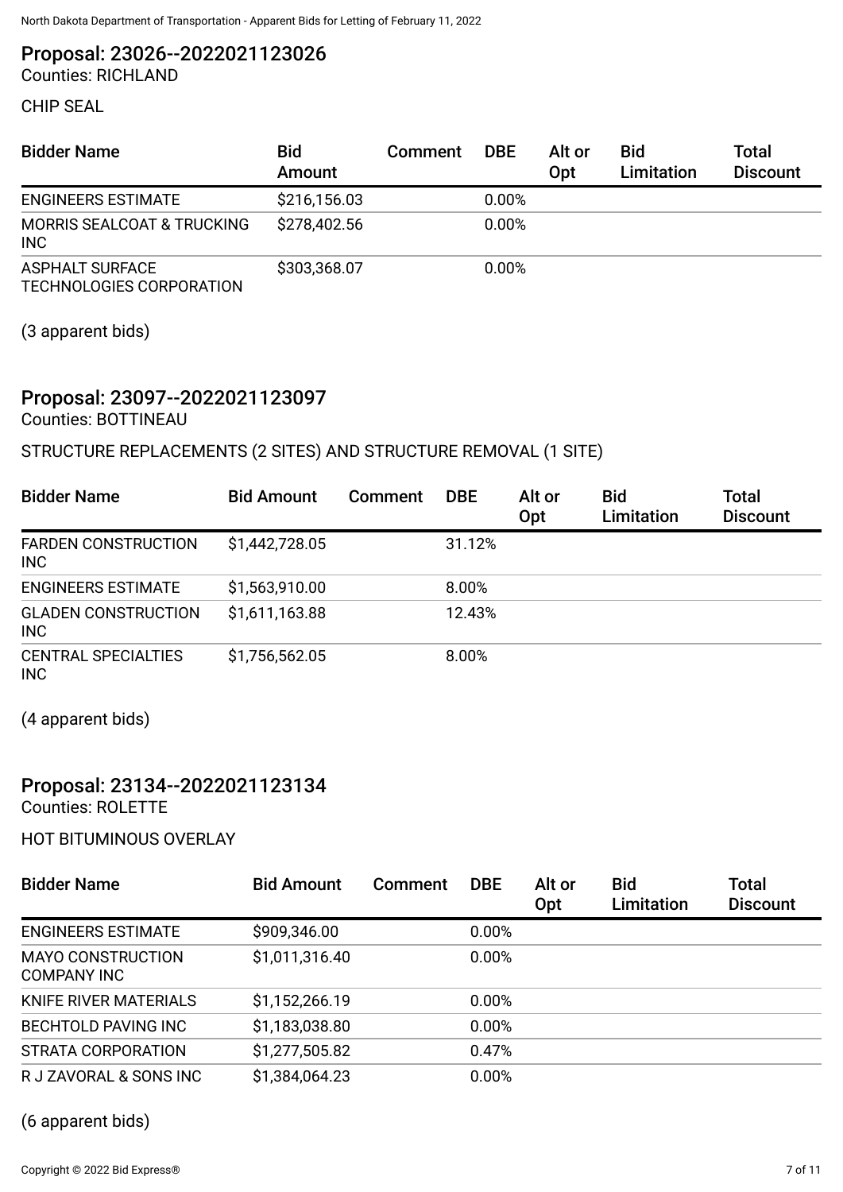## Proposal: 23026--2022021123026

Counties: RICHLAND

CHIP SEAL

| Bidder Name | Bid Amount | Comment | DBE | Alt or Opt | Bid Limitation | Total Discount |
|---|---|---|---|---|---|---|
| ENGINEERS ESTIMATE | $216,156.03 | | 0.00% | | | |
| MORRIS SEALCOAT & TRUCKING INC | $278,402.56 | | 0.00% | | | |
| ASPHALT SURFACE TECHNOLOGIES CORPORATION | $303,368.07 | | 0.00% | | | |

(3 apparent bids)

## Proposal: 23097--2022021123097

Counties: BOTTINEAU

STRUCTURE REPLACEMENTS (2 SITES) AND STRUCTURE REMOVAL (1 SITE)

| Bidder Name | Bid Amount | Comment | DBE | Alt or Opt | Bid Limitation | Total Discount |
|---|---|---|---|---|---|---|
| FARDEN CONSTRUCTION INC | $1,442,728.05 | | 31.12% | | | |
| ENGINEERS ESTIMATE | $1,563,910.00 | | 8.00% | | | |
| GLADEN CONSTRUCTION INC | $1,611,163.88 | | 12.43% | | | |
| CENTRAL SPECIALTIES INC | $1,756,562.05 | | 8.00% | | | |

(4 apparent bids)

## Proposal: 23134--2022021123134

Counties: ROLETTE

HOT BITUMINOUS OVERLAY

| Bidder Name | Bid Amount | Comment | DBE | Alt or Opt | Bid Limitation | Total Discount |
|---|---|---|---|---|---|---|
| ENGINEERS ESTIMATE | $909,346.00 | | 0.00% | | | |
| MAYO CONSTRUCTION COMPANY INC | $1,011,316.40 | | 0.00% | | | |
| KNIFE RIVER MATERIALS | $1,152,266.19 | | 0.00% | | | |
| BECHTOLD PAVING INC | $1,183,038.80 | | 0.00% | | | |
| STRATA CORPORATION | $1,277,505.82 | | 0.47% | | | |
| R J ZAVORAL & SONS INC | $1,384,064.23 | | 0.00% | | | |

(6 apparent bids)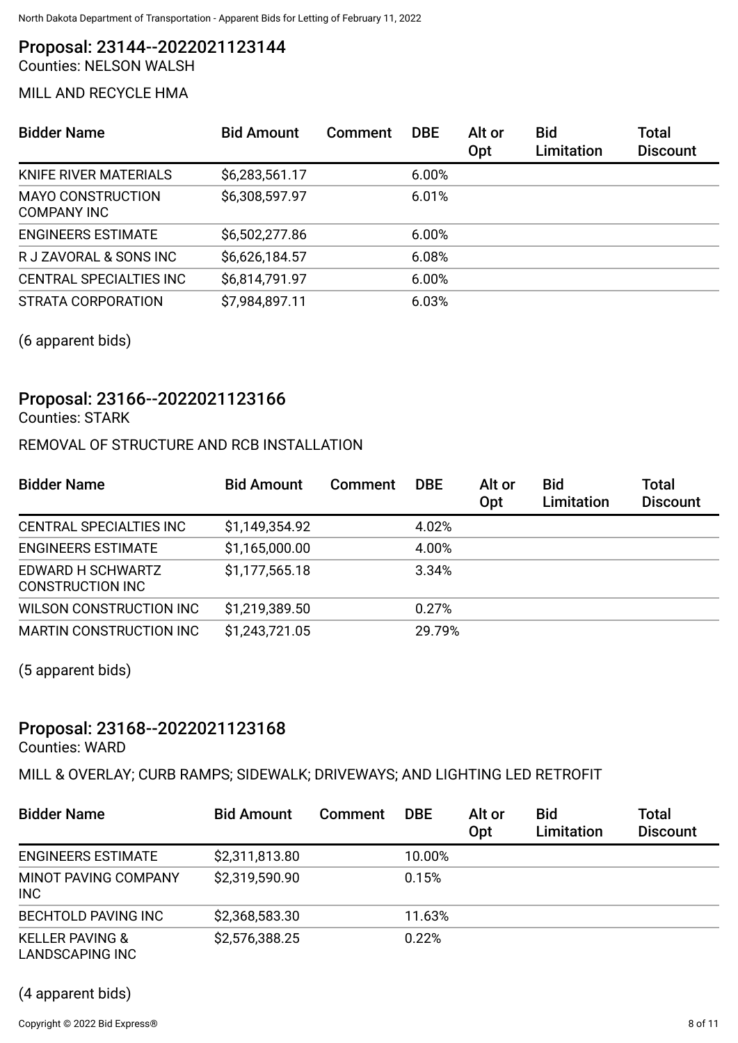## Proposal: 23144--2022021123144

Counties: NELSON WALSH

MILL AND RECYCLE HMA

| Bidder Name | Bid Amount | Comment | DBE | Alt or Opt | Bid Limitation | Total Discount |
|---|---|---|---|---|---|---|
| KNIFE RIVER MATERIALS | $6,283,561.17 | | 6.00% | | | |
| MAYO CONSTRUCTION COMPANY INC | $6,308,597.97 | | 6.01% | | | |
| ENGINEERS ESTIMATE | $6,502,277.86 | | 6.00% | | | |
| R J ZAVORAL & SONS INC | $6,626,184.57 | | 6.08% | | | |
| CENTRAL SPECIALTIES INC | $6,814,791.97 | | 6.00% | | | |
| STRATA CORPORATION | $7,984,897.11 | | 6.03% | | | |

(6 apparent bids)

## Proposal: 23166--2022021123166

Counties: STARK

REMOVAL OF STRUCTURE AND RCB INSTALLATION

| Bidder Name | Bid Amount | Comment | DBE | Alt or Opt | Bid Limitation | Total Discount |
|---|---|---|---|---|---|---|
| CENTRAL SPECIALTIES INC | $1,149,354.92 | | 4.02% | | | |
| ENGINEERS ESTIMATE | $1,165,000.00 | | 4.00% | | | |
| EDWARD H SCHWARTZ CONSTRUCTION INC | $1,177,565.18 | | 3.34% | | | |
| WILSON CONSTRUCTION INC | $1,219,389.50 | | 0.27% | | | |
| MARTIN CONSTRUCTION INC | $1,243,721.05 | | 29.79% | | | |

(5 apparent bids)

## Proposal: 23168--2022021123168

Counties: WARD

MILL & OVERLAY; CURB RAMPS; SIDEWALK; DRIVEWAYS; AND LIGHTING LED RETROFIT

| Bidder Name | Bid Amount | Comment | DBE | Alt or Opt | Bid Limitation | Total Discount |
|---|---|---|---|---|---|---|
| ENGINEERS ESTIMATE | $2,311,813.80 | | 10.00% | | | |
| MINOT PAVING COMPANY INC | $2,319,590.90 | | 0.15% | | | |
| BECHTOLD PAVING INC | $2,368,583.30 | | 11.63% | | | |
| KELLER PAVING & LANDSCAPING INC | $2,576,388.25 | | 0.22% | | | |

(4 apparent bids)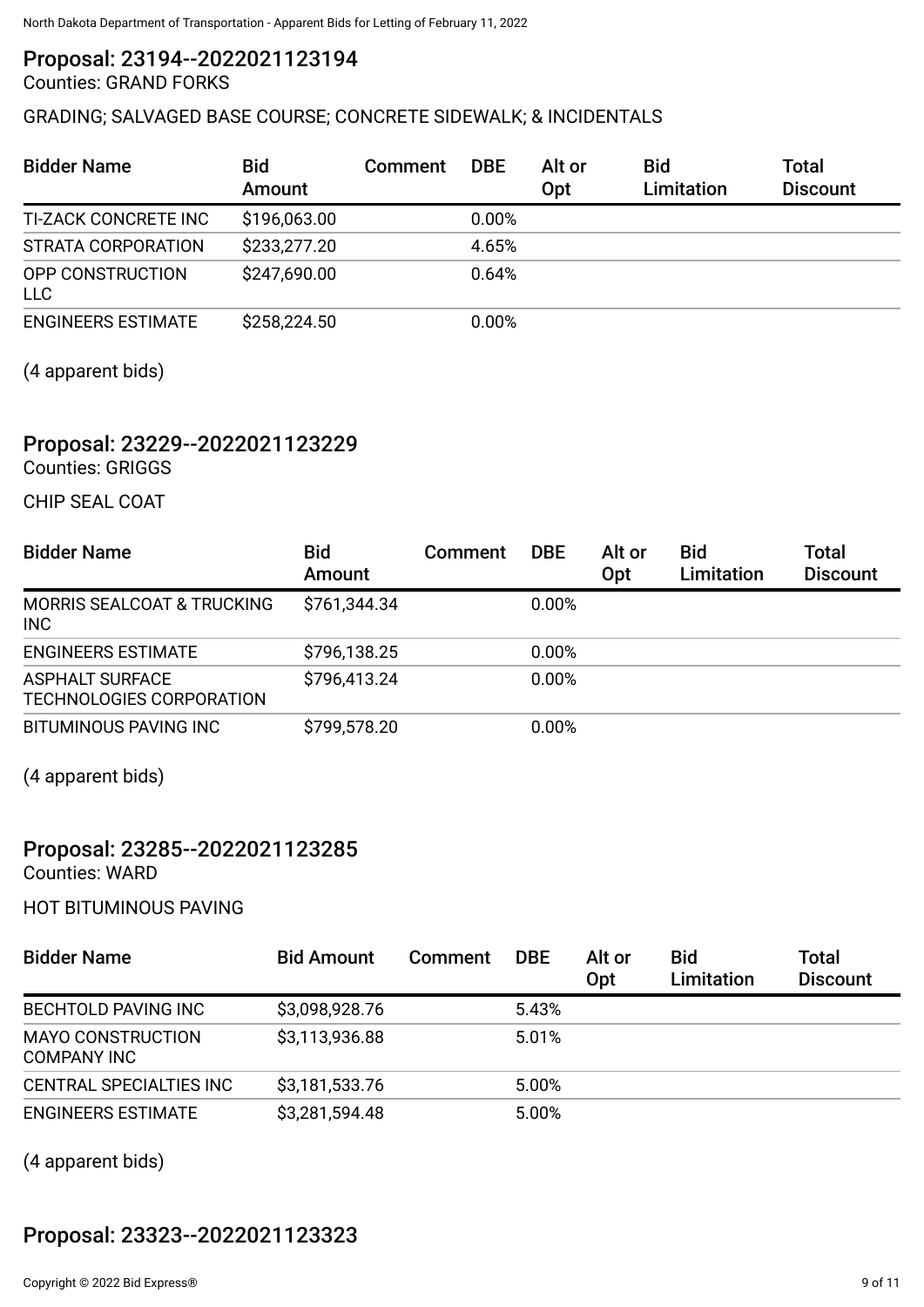## Proposal: 23194--2022021123194

Counties: GRAND FORKS

GRADING; SALVAGED BASE COURSE; CONCRETE SIDEWALK; & INCIDENTALS

| Bidder Name | Bid Amount | Comment | DBE | Alt or Opt | Bid Limitation | Total Discount |
|---|---|---|---|---|---|---|
| TI-ZACK CONCRETE INC | $196,063.00 | | 0.00% | | | |
| STRATA CORPORATION | $233,277.20 | | 4.65% | | | |
| OPP CONSTRUCTION LLC | $247,690.00 | | 0.64% | | | |
| ENGINEERS ESTIMATE | $258,224.50 | | 0.00% | | | |

(4 apparent bids)

## Proposal: 23229--2022021123229

Counties: GRIGGS

CHIP SEAL COAT

| Bidder Name | Bid Amount | Comment | DBE | Alt or Opt | Bid Limitation | Total Discount |
|---|---|---|---|---|---|---|
| MORRIS SEALCOAT & TRUCKING INC | $761,344.34 | | 0.00% | | | |
| ENGINEERS ESTIMATE | $796,138.25 | | 0.00% | | | |
| ASPHALT SURFACE TECHNOLOGIES CORPORATION | $796,413.24 | | 0.00% | | | |
| BITUMINOUS PAVING INC | $799,578.20 | | 0.00% | | | |

(4 apparent bids)

## Proposal: 23285--2022021123285

Counties: WARD

HOT BITUMINOUS PAVING

| Bidder Name | Bid Amount | Comment | DBE | Alt or Opt | Bid Limitation | Total Discount |
|---|---|---|---|---|---|---|
| BECHTOLD PAVING INC | $3,098,928.76 | | 5.43% | | | |
| MAYO CONSTRUCTION COMPANY INC | $3,113,936.88 | | 5.01% | | | |
| CENTRAL SPECIALTIES INC | $3,181,533.76 | | 5.00% | | | |
| ENGINEERS ESTIMATE | $3,281,594.48 | | 5.00% | | | |

(4 apparent bids)

## Proposal: 23323--2022021123323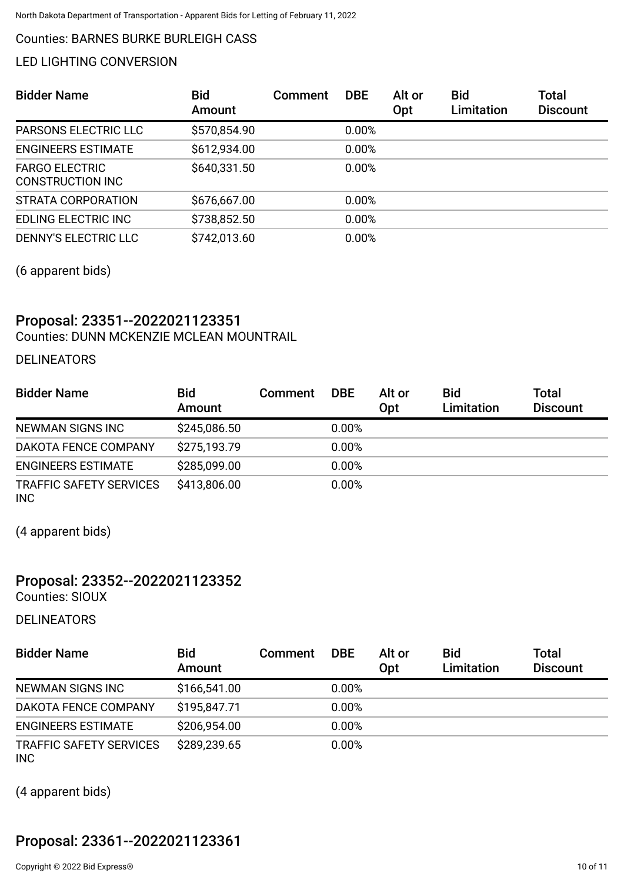Counties: BARNES BURKE BURLEIGH CASS

LED LIGHTING CONVERSION

| Bidder Name | Bid Amount | Comment | DBE | Alt or Opt | Bid Limitation | Total Discount |
|---|---|---|---|---|---|---|
| PARSONS ELECTRIC LLC | $570,854.90 | | 0.00% | | | |
| ENGINEERS ESTIMATE | $612,934.00 | | 0.00% | | | |
| FARGO ELECTRIC CONSTRUCTION INC | $640,331.50 | | 0.00% | | | |
| STRATA CORPORATION | $676,667.00 | | 0.00% | | | |
| EDLING ELECTRIC INC | $738,852.50 | | 0.00% | | | |
| DENNY'S ELECTRIC LLC | $742,013.60 | | 0.00% | | | |

(6 apparent bids)

## Proposal: 23351--2022021123351

Counties: DUNN MCKENZIE MCLEAN MOUNTRAIL

DELINEATORS

| Bidder Name | Bid Amount | Comment | DBE | Alt or Opt | Bid Limitation | Total Discount |
|---|---|---|---|---|---|---|
| NEWMAN SIGNS INC | $245,086.50 | | 0.00% | | | |
| DAKOTA FENCE COMPANY | $275,193.79 | | 0.00% | | | |
| ENGINEERS ESTIMATE | $285,099.00 | | 0.00% | | | |
| TRAFFIC SAFETY SERVICES INC | $413,806.00 | | 0.00% | | | |

(4 apparent bids)

## Proposal: 23352--2022021123352

Counties: SIOUX

DELINEATORS

| Bidder Name | Bid Amount | Comment | DBE | Alt or Opt | Bid Limitation | Total Discount |
|---|---|---|---|---|---|---|
| NEWMAN SIGNS INC | $166,541.00 | | 0.00% | | | |
| DAKOTA FENCE COMPANY | $195,847.71 | | 0.00% | | | |
| ENGINEERS ESTIMATE | $206,954.00 | | 0.00% | | | |
| TRAFFIC SAFETY SERVICES INC | $289,239.65 | | 0.00% | | | |

(4 apparent bids)

## Proposal: 23361--2022021123361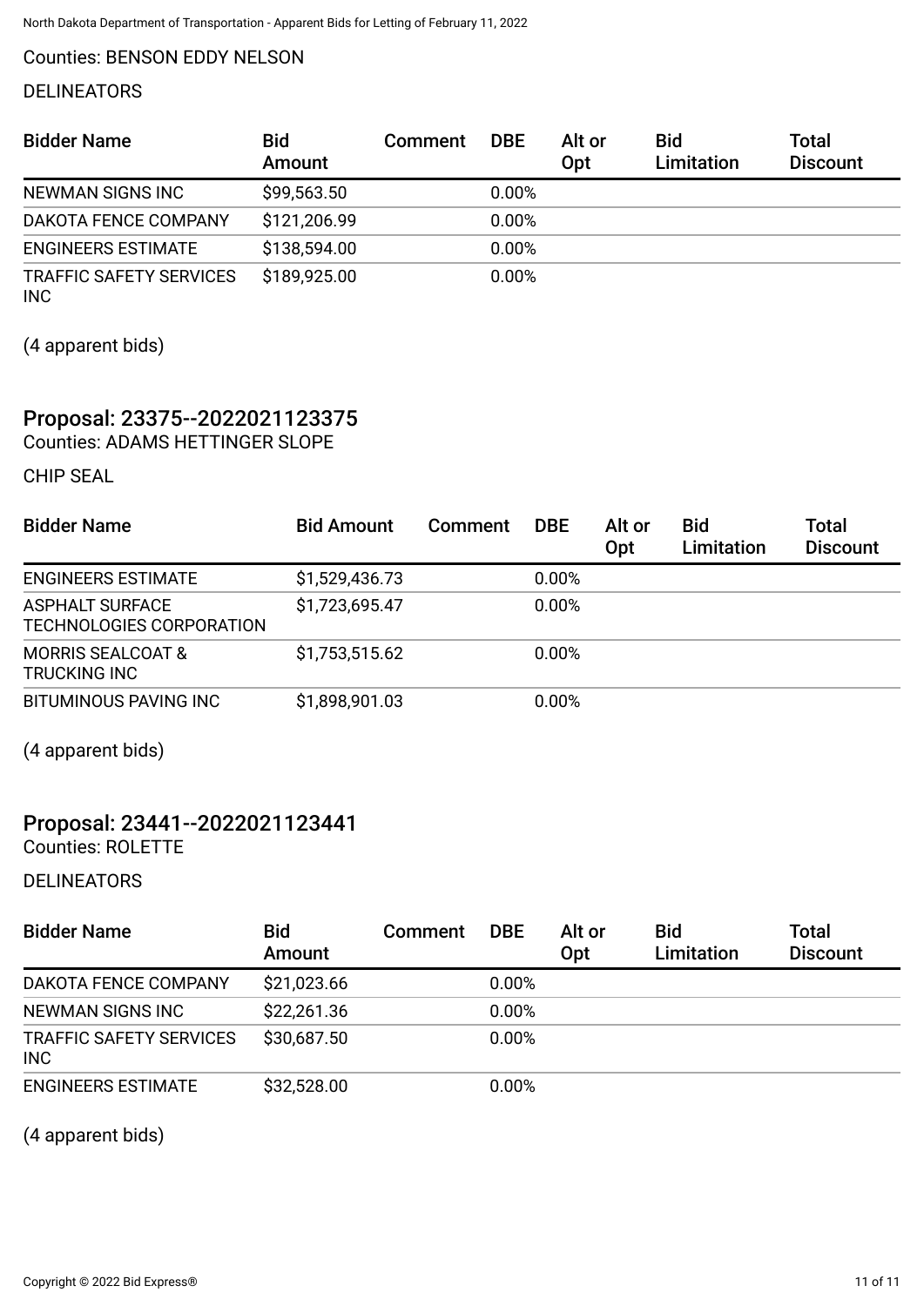Counties: BENSON EDDY NELSON

DELINEATORS

| Bidder Name | Bid Amount | Comment | DBE | Alt or Opt | Bid Limitation | Total Discount |
|---|---|---|---|---|---|---|
| NEWMAN SIGNS INC | $99,563.50 | | 0.00% | | | |
| DAKOTA FENCE COMPANY | $121,206.99 | | 0.00% | | | |
| ENGINEERS ESTIMATE | $138,594.00 | | 0.00% | | | |
| TRAFFIC SAFETY SERVICES INC | $189,925.00 | | 0.00% | | | |

(4 apparent bids)

## Proposal: 23375--2022021123375

Counties: ADAMS HETTINGER SLOPE

CHIP SEAL

| Bidder Name | Bid Amount | Comment | DBE | Alt or Opt | Bid Limitation | Total Discount |
|---|---|---|---|---|---|---|
| ENGINEERS ESTIMATE | $1,529,436.73 | | 0.00% | | | |
| ASPHALT SURFACE TECHNOLOGIES CORPORATION | $1,723,695.47 | | 0.00% | | | |
| MORRIS SEALCOAT & TRUCKING INC | $1,753,515.62 | | 0.00% | | | |
| BITUMINOUS PAVING INC | $1,898,901.03 | | 0.00% | | | |

(4 apparent bids)

## Proposal: 23441--2022021123441

Counties: ROLETTE

DELINEATORS

| Bidder Name | Bid Amount | Comment | DBE | Alt or Opt | Bid Limitation | Total Discount |
|---|---|---|---|---|---|---|
| DAKOTA FENCE COMPANY | $21,023.66 | | 0.00% | | | |
| NEWMAN SIGNS INC | $22,261.36 | | 0.00% | | | |
| TRAFFIC SAFETY SERVICES INC | $30,687.50 | | 0.00% | | | |
| ENGINEERS ESTIMATE | $32,528.00 | | 0.00% | | | |

(4 apparent bids)